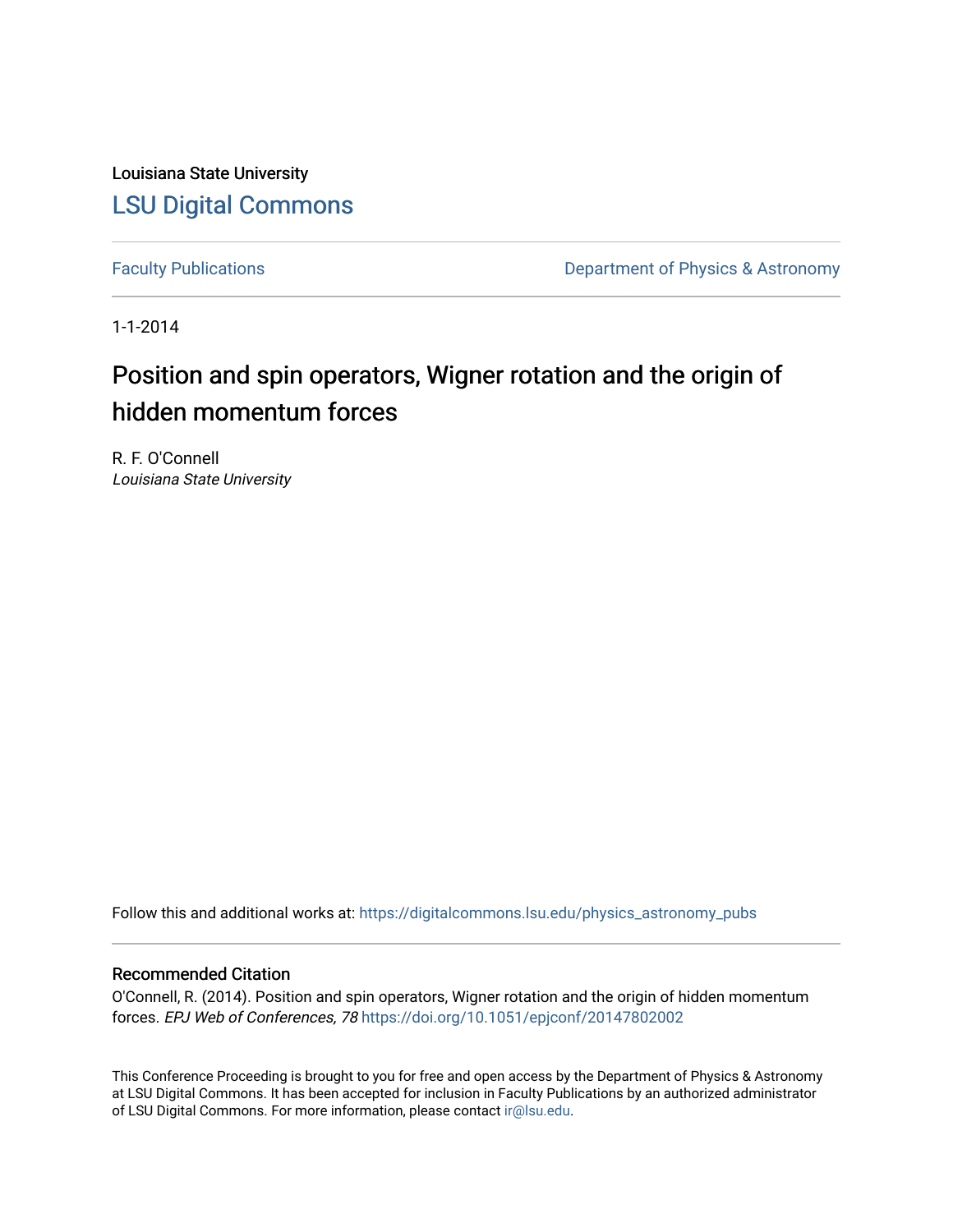Louisiana State University

LSU Digital Commons

Faculty Publications

Department of Physics & Astronomy

1-1-2014

# Position and spin operators, Wigner rotation and the origin of hidden momentum forces

R. F. O'Connell
*Louisiana State University*

Follow this and additional works at: https://digitalcommons.lsu.edu/physics_astronomy_pubs

## Recommended Citation

O'Connell, R. (2014). Position and spin operators, Wigner rotation and the origin of hidden momentum forces. *EPJ Web of Conferences, 78* https://doi.org/10.1051/epjconf/20147802002

This Conference Proceeding is brought to you for free and open access by the Department of Physics & Astronomy at LSU Digital Commons. It has been accepted for inclusion in Faculty Publications by an authorized administrator of LSU Digital Commons. For more information, please contact ir@lsu.edu.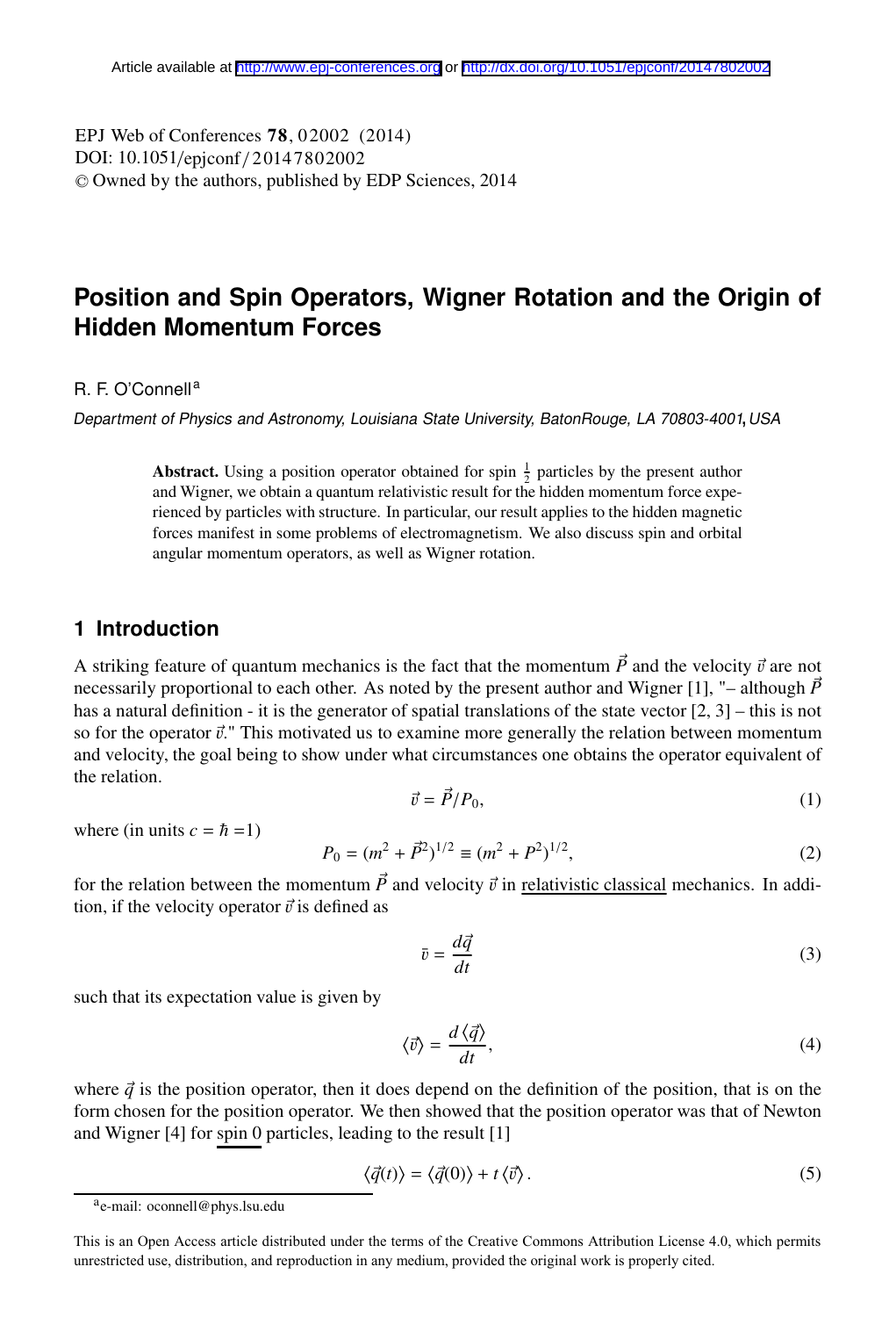# Position and Spin Operators, Wigner Rotation and the Origin of Hidden Momentum Forces

R. F. O'Connell[a]

*Department of Physics and Astronomy, Louisiana State University, BatonRouge, LA 70803-4001, USA*

**Abstract.** Using a position operator obtained for spin $\frac{1}{2}$ particles by the present author and Wigner, we obtain a quantum relativistic result for the hidden momentum force experienced by particles with structure. In particular, our result applies to the hidden magnetic forces manifest in some problems of electromagnetism. We also discuss spin and orbital angular momentum operators, as well as Wigner rotation.

## 1 Introduction

A striking feature of quantum mechanics is the fact that the momentum $\vec{P}$ and the velocity $\vec{v}$ are not necessarily proportional to each other. As noted by the present author and Wigner [1], "– although $\vec{P}$ has a natural definition - it is the generator of spatial translations of the state vector [2, 3] – this is not so for the operator $\vec{v}$." This motivated us to examine more generally the relation between momentum and velocity, the goal being to show under what circumstances one obtains the operator equivalent of the relation.

$$\vec{v} = \vec{P}/P_0, \tag{1}$$

where (in units $c = \hbar = 1$)

$$P_0 = (m^2 + \vec{P}^2)^{1/2} \equiv (m^2 + P^2)^{1/2}, \tag{2}$$

for the relation between the momentum $\vec{P}$ and velocity $\vec{v}$ in relativistic classical mechanics. In addition, if the velocity operator $\vec{v}$ is defined as

$$\bar{v} = \frac{d\vec{q}}{dt} \tag{3}$$

such that its expectation value is given by

$$\langle\vec{v}\rangle = \frac{d\langle\vec{q}\rangle}{dt}, \tag{4}$$

where $\vec{q}$ is the position operator, then it does depend on the definition of the position, that is on the form chosen for the position operator. We then showed that the position operator was that of Newton and Wigner [4] for spin 0 particles, leading to the result [1]

$$\langle\vec{q}(t)\rangle = \langle\vec{q}(0)\rangle + t\,\langle\vec{v}\rangle\,. \tag{5}$$

[a] e-mail: oconnell@phys.lsu.edu

This is an Open Access article distributed under the terms of the Creative Commons Attribution License 4.0, which permits unrestricted use, distribution, and reproduction in any medium, provided the original work is properly cited.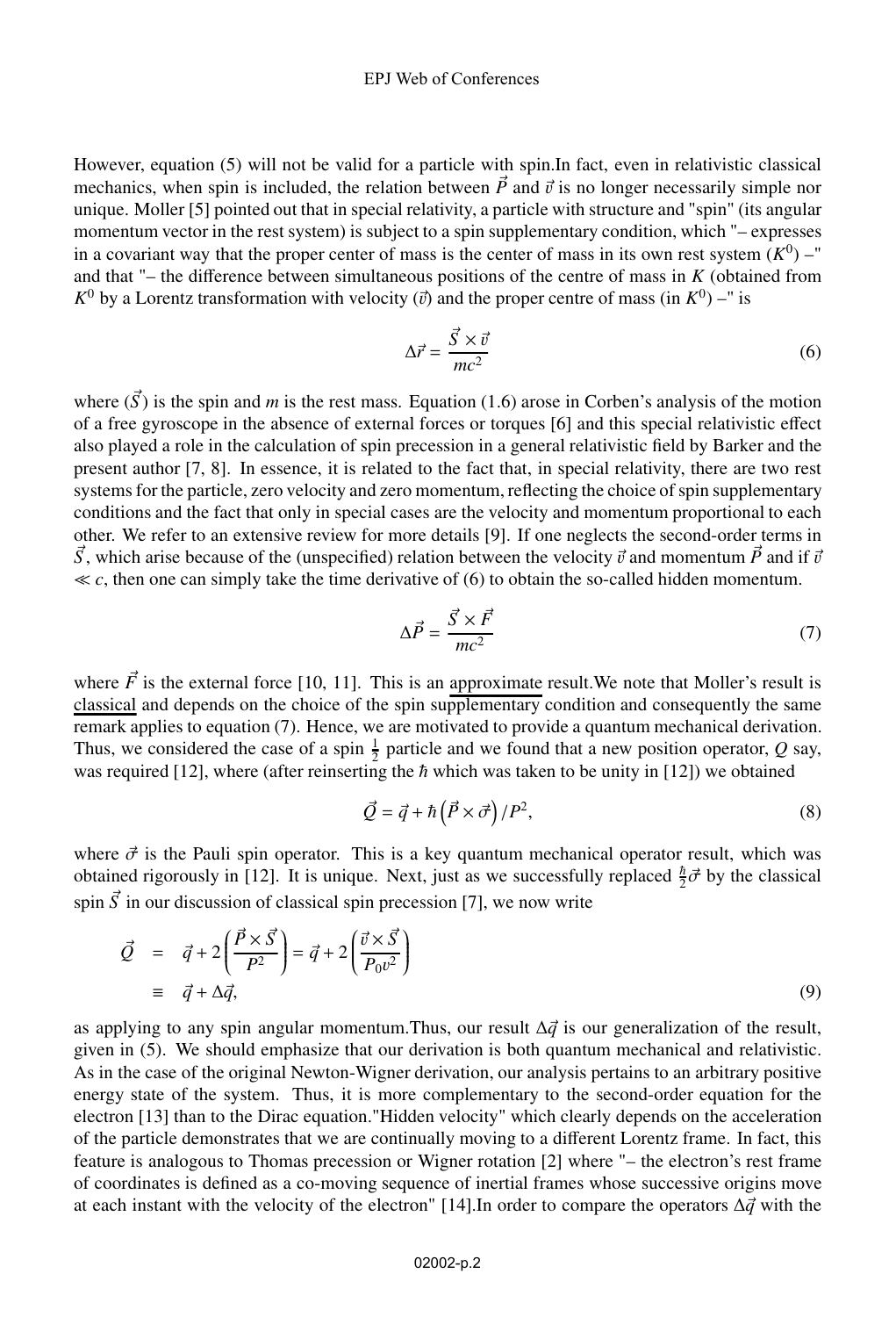However, equation (5) will not be valid for a particle with spin.In fact, even in relativistic classical mechanics, when spin is included, the relation between $\vec{P}$ and $\vec{v}$ is no longer necessarily simple nor unique. Moller [5] pointed out that in special relativity, a particle with structure and "spin" (its angular momentum vector in the rest system) is subject to a spin supplementary condition, which "– expresses in a covariant way that the proper center of mass is the center of mass in its own rest system ($K^0$) –" and that "– the difference between simultaneous positions of the centre of mass in $K$ (obtained from $K^0$ by a Lorentz transformation with velocity ($\vec{v}$) and the proper centre of mass (in $K^0$) –" is

$$\Delta\vec{r} = \frac{\vec{S} \times \vec{v}}{mc^2} \tag{6}$$

where ($\vec{S}$) is the spin and $m$ is the rest mass. Equation (1.6) arose in Corben's analysis of the motion of a free gyroscope in the absence of external forces or torques [6] and this special relativistic effect also played a role in the calculation of spin precession in a general relativistic field by Barker and the present author [7, 8]. In essence, it is related to the fact that, in special relativity, there are two rest systems for the particle, zero velocity and zero momentum, reflecting the choice of spin supplementary conditions and the fact that only in special cases are the velocity and momentum proportional to each other. We refer to an extensive review for more details [9]. If one neglects the second-order terms in $\vec{S}$, which arise because of the (unspecified) relation between the velocity $\vec{v}$ and momentum $\vec{P}$ and if $\vec{v} \ll c$, then one can simply take the time derivative of (6) to obtain the so-called hidden momentum.

$$\Delta\vec{P} = \frac{\vec{S} \times \vec{F}}{mc^2} \tag{7}$$

where $\vec{F}$ is the external force [10, 11]. This is an approximate result.We note that Moller's result is classical and depends on the choice of the spin supplementary condition and consequently the same remark applies to equation (7). Hence, we are motivated to provide a quantum mechanical derivation. Thus, we considered the case of a spin $\frac{1}{2}$ particle and we found that a new position operator, $Q$ say, was required [12], where (after reinserting the $\hbar$ which was taken to be unity in [12]) we obtained

$$\vec{Q} = \vec{q} + \hbar\left(\vec{P} \times \vec{\sigma}\right)/P^2, \tag{8}$$

where $\vec{\sigma}$ is the Pauli spin operator. This is a key quantum mechanical operator result, which was obtained rigorously in [12]. It is unique. Next, just as we successfully replaced $\frac{\hbar}{2}\vec{\sigma}$ by the classical spin $\vec{S}$ in our discussion of classical spin precession [7], we now write

$$\begin{aligned} \vec{Q} &= \vec{q} + 2\left(\frac{\vec{P} \times \vec{S}}{P^2}\right) = \vec{q} + 2\left(\frac{\vec{v} \times \vec{S}}{P_0 v^2}\right) \\ &\equiv \vec{q} + \Delta\vec{q}, \end{aligned} \tag{9}$$

as applying to any spin angular momentum.Thus, our result $\Delta\vec{q}$ is our generalization of the result, given in (5). We should emphasize that our derivation is both quantum mechanical and relativistic. As in the case of the original Newton-Wigner derivation, our analysis pertains to an arbitrary positive energy state of the system. Thus, it is more complementary to the second-order equation for the electron [13] than to the Dirac equation."Hidden velocity" which clearly depends on the acceleration of the particle demonstrates that we are continually moving to a different Lorentz frame. In fact, this feature is analogous to Thomas precession or Wigner rotation [2] where "– the electron's rest frame of coordinates is defined as a co-moving sequence of inertial frames whose successive origins move at each instant with the velocity of the electron" [14].In order to compare the operators $\Delta\vec{q}$ with the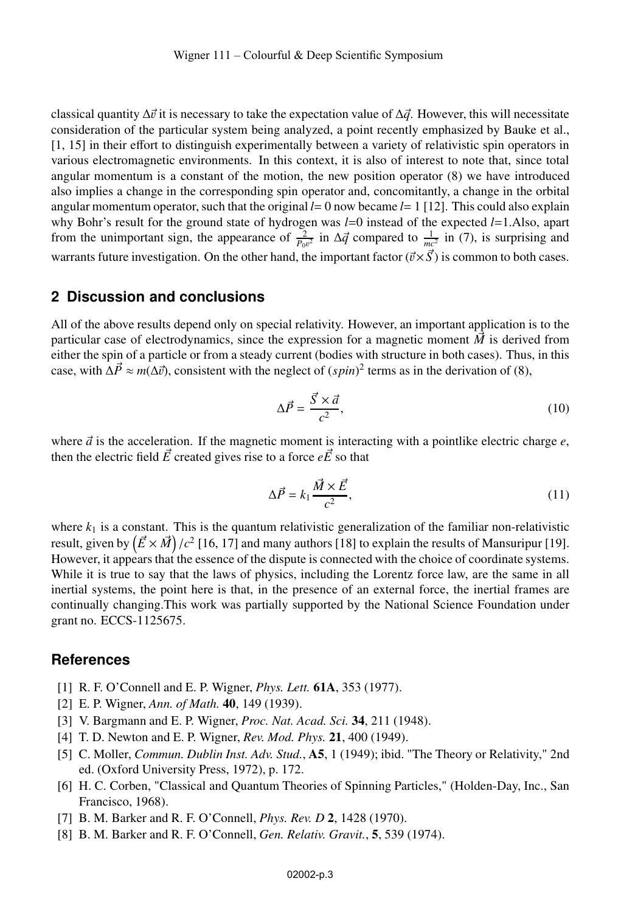classical quantity $\Delta\vec{v}$ it is necessary to take the expectation value of $\Delta\vec{q}$. However, this will necessitate consideration of the particular system being analyzed, a point recently emphasized by Bauke et al., [1, 15] in their effort to distinguish experimentally between a variety of relativistic spin operators in various electromagnetic environments. In this context, it is also of interest to note that, since total angular momentum is a constant of the motion, the new position operator (8) we have introduced also implies a change in the corresponding spin operator and, concomitantly, a change in the orbital angular momentum operator, such that the original $l$= 0 now became $l$= 1 [12]. This could also explain why Bohr's result for the ground state of hydrogen was $l$=0 instead of the expected $l$=1.Also, apart from the unimportant sign, the appearance of $\frac{2}{P_0 v^2}$ in $\Delta\vec{q}$ compared to $\frac{1}{mc^2}$ in (7), is surprising and warrants future investigation. On the other hand, the important factor $(\vec{v}\times\vec{S})$ is common to both cases.

## 2 Discussion and conclusions

All of the above results depend only on special relativity. However, an important application is to the particular case of electrodynamics, since the expression for a magnetic moment $\vec{M}$ is derived from either the spin of a particle or from a steady current (bodies with structure in both cases). Thus, in this case, with $\Delta\vec{P} \approx m(\Delta\vec{v})$, consistent with the neglect of $(spin)^2$ terms as in the derivation of (8),

$$\Delta\vec{P} = \frac{\vec{S}\times\vec{a}}{c^2}, \tag{10}$$

where $\vec{a}$ is the acceleration. If the magnetic moment is interacting with a pointlike electric charge $e$, then the electric field $\vec{E}$ created gives rise to a force $e\vec{E}$ so that

$$\Delta\vec{P} = k_1\frac{\vec{M}\times\vec{E}}{c^2}, \tag{11}$$

where $k_1$ is a constant. This is the quantum relativistic generalization of the familiar non-relativistic result, given by $\left(\vec{E}\times\vec{M}\right)/c^2$ [16, 17] and many authors [18] to explain the results of Mansuripur [19]. However, it appears that the essence of the dispute is connected with the choice of coordinate systems. While it is true to say that the laws of physics, including the Lorentz force law, are the same in all inertial systems, the point here is that, in the presence of an external force, the inertial frames are continually changing.This work was partially supported by the National Science Foundation under grant no. ECCS-1125675.

## References

[1] R. F. O'Connell and E. P. Wigner, *Phys. Lett.* **61A**, 353 (1977).

[2] E. P. Wigner, *Ann. of Math.* **40**, 149 (1939).

[3] V. Bargmann and E. P. Wigner, *Proc. Nat. Acad. Sci.* **34**, 211 (1948).

[4] T. D. Newton and E. P. Wigner, *Rev. Mod. Phys.* **21**, 400 (1949).

[5] C. Moller, *Commun. Dublin Inst. Adv. Stud.*, **A5**, 1 (1949); ibid. "The Theory or Relativity," 2nd ed. (Oxford University Press, 1972), p. 172.

[6] H. C. Corben, "Classical and Quantum Theories of Spinning Particles," (Holden-Day, Inc., San Francisco, 1968).

[7] B. M. Barker and R. F. O'Connell, *Phys. Rev. D* **2**, 1428 (1970).

[8] B. M. Barker and R. F. O'Connell, *Gen. Relativ. Gravit.*, **5**, 539 (1974).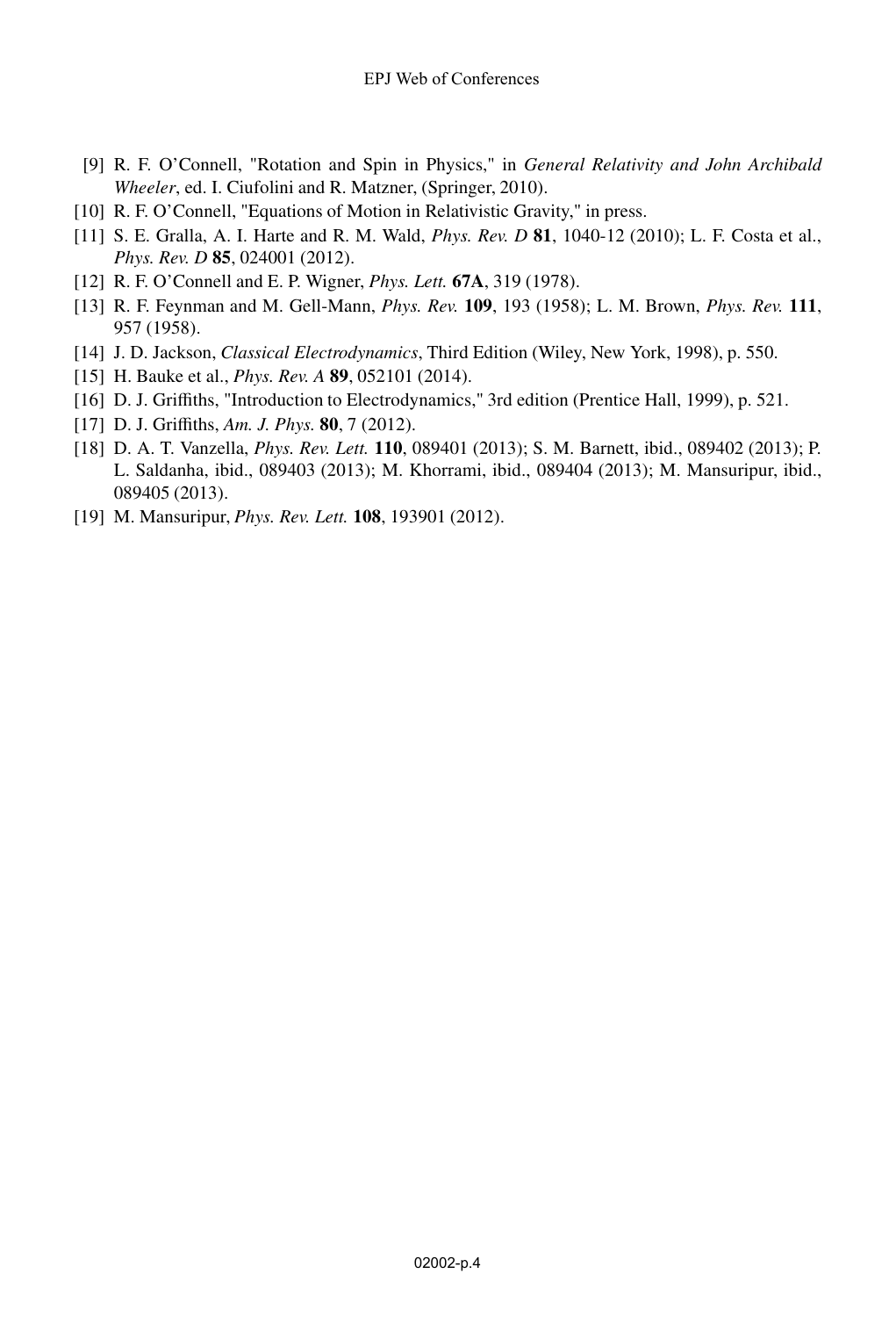[9] R. F. O'Connell, "Rotation and Spin in Physics," in *General Relativity and John Archibald Wheeler*, ed. I. Ciufolini and R. Matzner, (Springer, 2010).

[10] R. F. O'Connell, "Equations of Motion in Relativistic Gravity," in press.

[11] S. E. Gralla, A. I. Harte and R. M. Wald, *Phys. Rev. D* **81**, 1040-12 (2010); L. F. Costa et al., *Phys. Rev. D* **85**, 024001 (2012).

[12] R. F. O'Connell and E. P. Wigner, *Phys. Lett.* **67A**, 319 (1978).

[13] R. F. Feynman and M. Gell-Mann, *Phys. Rev.* **109**, 193 (1958); L. M. Brown, *Phys. Rev.* **111**, 957 (1958).

[14] J. D. Jackson, *Classical Electrodynamics*, Third Edition (Wiley, New York, 1998), p. 550.

[15] H. Bauke et al., *Phys. Rev. A* **89**, 052101 (2014).

[16] D. J. Griffiths, "Introduction to Electrodynamics," 3rd edition (Prentice Hall, 1999), p. 521.

[17] D. J. Griffiths, *Am. J. Phys.* **80**, 7 (2012).

[18] D. A. T. Vanzella, *Phys. Rev. Lett.* **110**, 089401 (2013); S. M. Barnett, ibid., 089402 (2013); P. L. Saldanha, ibid., 089403 (2013); M. Khorrami, ibid., 089404 (2013); M. Mansuripur, ibid., 089405 (2013).

[19] M. Mansuripur, *Phys. Rev. Lett.* **108**, 193901 (2012).